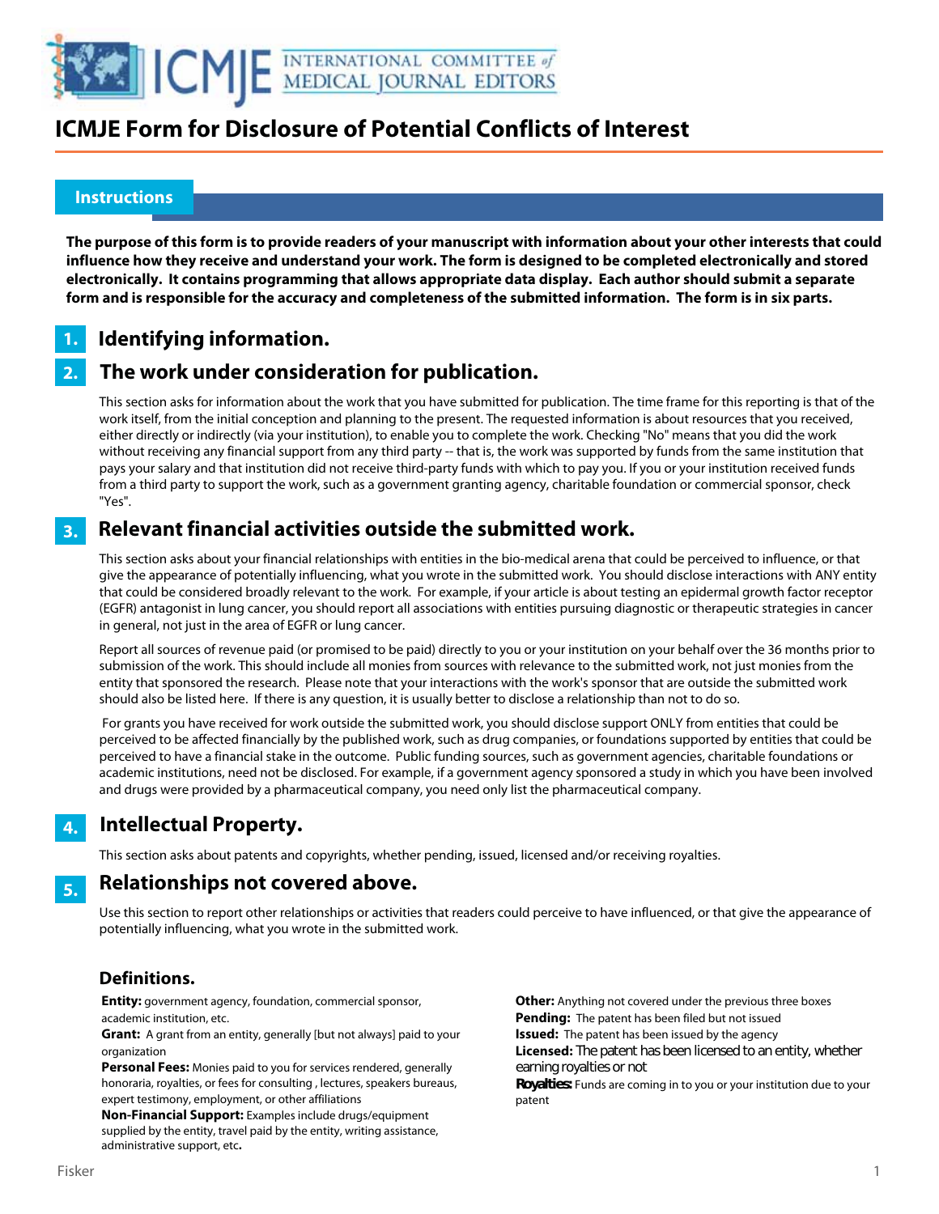# ICMJE Form for Disclosure of Potential Conflicts of Interest

## Instructions

**The purpose of this form is to provide readers of your manuscript with information about your other interests that could influence how they receive and understand your work. The form is designed to be completed electronically and stored electronically. It contains programming that allows appropriate data display. Each author should submit a separate form and is responsible for the accuracy and completeness of the submitted information. The form is in six parts.**

## 1. Identifying information.

## 2. The work under consideration for publication.

This section asks for information about the work that you have submitted for publication. The time frame for this reporting is that of the work itself, from the initial conception and planning to the present. The requested information is about resources that you received, either directly or indirectly (via your institution), to enable you to complete the work. Checking "No" means that you did the work without receiving any financial support from any third party -- that is, the work was supported by funds from the same institution that pays your salary and that institution did not receive third-party funds with which to pay you. If you or your institution received funds from a third party to support the work, such as a government granting agency, charitable foundation or commercial sponsor, check "Yes".

## 3. Relevant financial activities outside the submitted work.

This section asks about your financial relationships with entities in the bio-medical arena that could be perceived to influence, or that give the appearance of potentially influencing, what you wrote in the submitted work. You should disclose interactions with ANY entity that could be considered broadly relevant to the work. For example, if your article is about testing an epidermal growth factor receptor (EGFR) antagonist in lung cancer, you should report all associations with entities pursuing diagnostic or therapeutic strategies in cancer in general, not just in the area of EGFR or lung cancer.

Report all sources of revenue paid (or promised to be paid) directly to you or your institution on your behalf over the 36 months prior to submission of the work. This should include all monies from sources with relevance to the submitted work, not just monies from the entity that sponsored the research. Please note that your interactions with the work's sponsor that are outside the submitted work should also be listed here. If there is any question, it is usually better to disclose a relationship than not to do so.

For grants you have received for work outside the submitted work, you should disclose support ONLY from entities that could be perceived to be affected financially by the published work, such as drug companies, or foundations supported by entities that could be perceived to have a financial stake in the outcome. Public funding sources, such as government agencies, charitable foundations or academic institutions, need not be disclosed. For example, if a government agency sponsored a study in which you have been involved and drugs were provided by a pharmaceutical company, you need only list the pharmaceutical company.

## 4. Intellectual Property.

This section asks about patents and copyrights, whether pending, issued, licensed and/or receiving royalties.

## 5. Relationships not covered above.

Use this section to report other relationships or activities that readers could perceive to have influenced, or that give the appearance of potentially influencing, what you wrote in the submitted work.

### Definitions.

**Entity:** government agency, foundation, commercial sponsor, academic institution, etc.

**Grant:** A grant from an entity, generally [but not always] paid to your organization

**Personal Fees:** Monies paid to you for services rendered, generally honoraria, royalties, or fees for consulting , lectures, speakers bureaus, expert testimony, employment, or other affiliations

**Non-Financial Support:** Examples include drugs/equipment supplied by the entity, travel paid by the entity, writing assistance, administrative support, etc**.**

**Other:** Anything not covered under the previous three boxes

**Pending:** The patent has been filed but not issued

**Issued:** The patent has been issued by the agency

**Licensed:** The patent has been licensed to an entity, whether earning royalties or not

**Royalties:** Funds are coming in to you or your institution due to your patent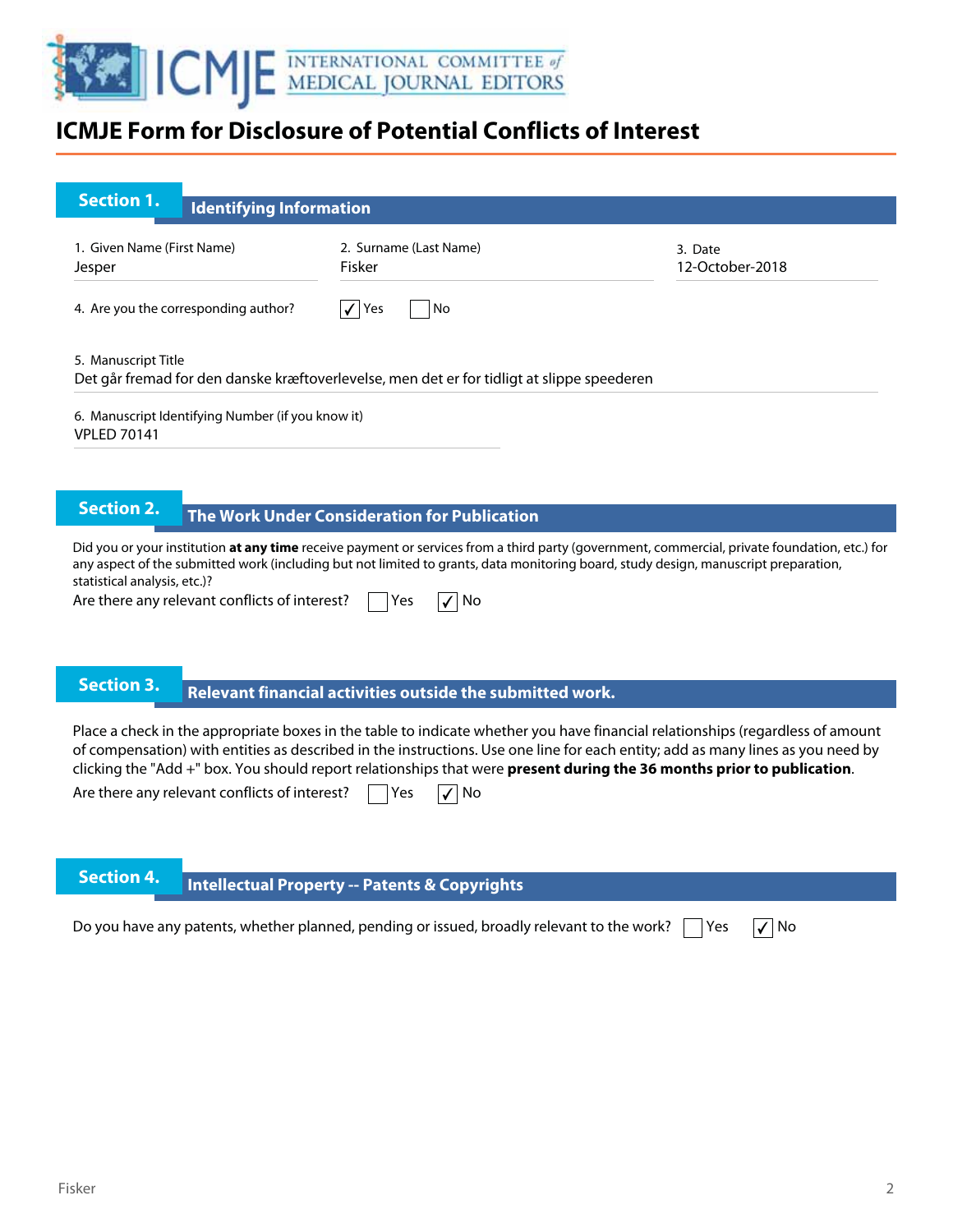# ICMJE Form for Disclosure of Potential Conflicts of Interest

## Section 1. Identifying Information

1. Given Name (First Name)
Jesper

2. Surname (Last Name)
Fisker

3. Date
12-October-2018

4. Are you the corresponding author? ☑ Yes ☐ No

5. Manuscript Title
Det går fremad for den danske kræftoverlevelse, men det er for tidligt at slippe speederen

6. Manuscript Identifying Number (if you know it)
VPLED 70141

## Section 2. The Work Under Consideration for Publication

Did you or your institution **at any time** receive payment or services from a third party (government, commercial, private foundation, etc.) for any aspect of the submitted work (including but not limited to grants, data monitoring board, study design, manuscript preparation, statistical analysis, etc.)?

Are there any relevant conflicts of interest? ☐ Yes ☑ No

## Section 3. Relevant financial activities outside the submitted work.

Place a check in the appropriate boxes in the table to indicate whether you have financial relationships (regardless of amount of compensation) with entities as described in the instructions. Use one line for each entity; add as many lines as you need by clicking the "Add +" box. You should report relationships that were **present during the 36 months prior to publication**.

Are there any relevant conflicts of interest? ☐ Yes ☑ No

## Section 4. Intellectual Property -- Patents & Copyrights

Do you have any patents, whether planned, pending or issued, broadly relevant to the work? ☐ Yes ☑ No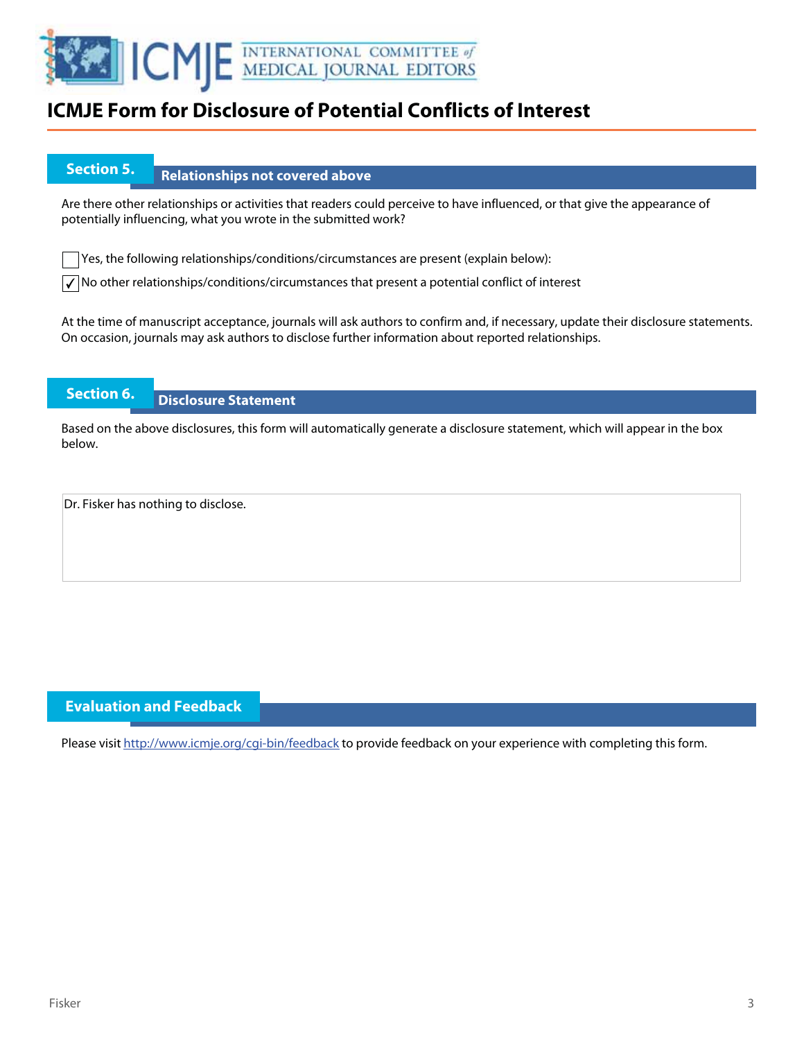# ICMJE Form for Disclosure of Potential Conflicts of Interest

## Section 5. Relationships not covered above

Are there other relationships or activities that readers could perceive to have influenced, or that give the appearance of potentially influencing, what you wrote in the submitted work?

☐ Yes, the following relationships/conditions/circumstances are present (explain below):

☑ No other relationships/conditions/circumstances that present a potential conflict of interest

At the time of manuscript acceptance, journals will ask authors to confirm and, if necessary, update their disclosure statements. On occasion, journals may ask authors to disclose further information about reported relationships.

## Section 6. Disclosure Statement

Based on the above disclosures, this form will automatically generate a disclosure statement, which will appear in the box below.

Dr. Fisker has nothing to disclose.

## Evaluation and Feedback

Please visit http://www.icmje.org/cgi-bin/feedback to provide feedback on your experience with completing this form.